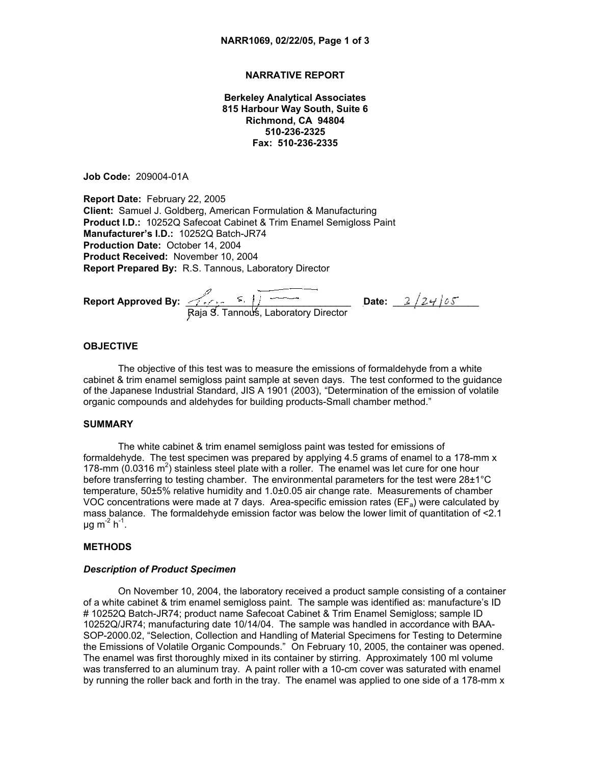# NARRATIVE REPORT

**Berkeley Analytical Associates**
**815 Harbour Way South, Suite 6**
**Richmond, CA 94804**
**510-236-2325**
**Fax: 510-236-2335**

**Job Code:** 209004-01A

**Report Date:** February 22, 2005
**Client:** Samuel J. Goldberg, American Formulation & Manufacturing
**Product I.D.:** 10252Q Safecoat Cabinet & Trim Enamel Semigloss Paint
**Manufacturer's I.D.:** 10252Q Batch-JR74
**Production Date:** October 14, 2004
**Product Received:** November 10, 2004
**Report Prepared By:** R.S. Tannous, Laboratory Director

**Report Approved By:** ____________________ **Date:** 2/24/05
Raja S. Tannous, Laboratory Director

## OBJECTIVE

The objective of this test was to measure the emissions of formaldehyde from a white cabinet & trim enamel semigloss paint sample at seven days. The test conformed to the guidance of the Japanese Industrial Standard, JIS A 1901 (2003), "Determination of the emission of volatile organic compounds and aldehydes for building products-Small chamber method."

## SUMMARY

The white cabinet & trim enamel semigloss paint was tested for emissions of formaldehyde. The test specimen was prepared by applying 4.5 grams of enamel to a 178-mm x 178-mm (0.0316 $m^2$) stainless steel plate with a roller. The enamel was let cure for one hour before transferring to testing chamber. The environmental parameters for the test were 28±1°C temperature, 50±5% relative humidity and 1.0±0.05 air change rate. Measurements of chamber VOC concentrations were made at 7 days. Area-specific emission rates ($EF_a$) were calculated by mass balance. The formaldehyde emission factor was below the lower limit of quantitation of <2.1 $\mu g\ m^{-2}\ h^{-1}$.

## METHODS

### *Description of Product Specimen*

On November 10, 2004, the laboratory received a product sample consisting of a container of a white cabinet & trim enamel semigloss paint. The sample was identified as: manufacture's ID # 10252Q Batch-JR74; product name Safecoat Cabinet & Trim Enamel Semigloss; sample ID 10252Q/JR74; manufacturing date 10/14/04. The sample was handled in accordance with BAA-SOP-2000.02, "Selection, Collection and Handling of Material Specimens for Testing to Determine the Emissions of Volatile Organic Compounds." On February 10, 2005, the container was opened. The enamel was first thoroughly mixed in its container by stirring. Approximately 100 ml volume was transferred to an aluminum tray. A paint roller with a 10-cm cover was saturated with enamel by running the roller back and forth in the tray. The enamel was applied to one side of a 178-mm x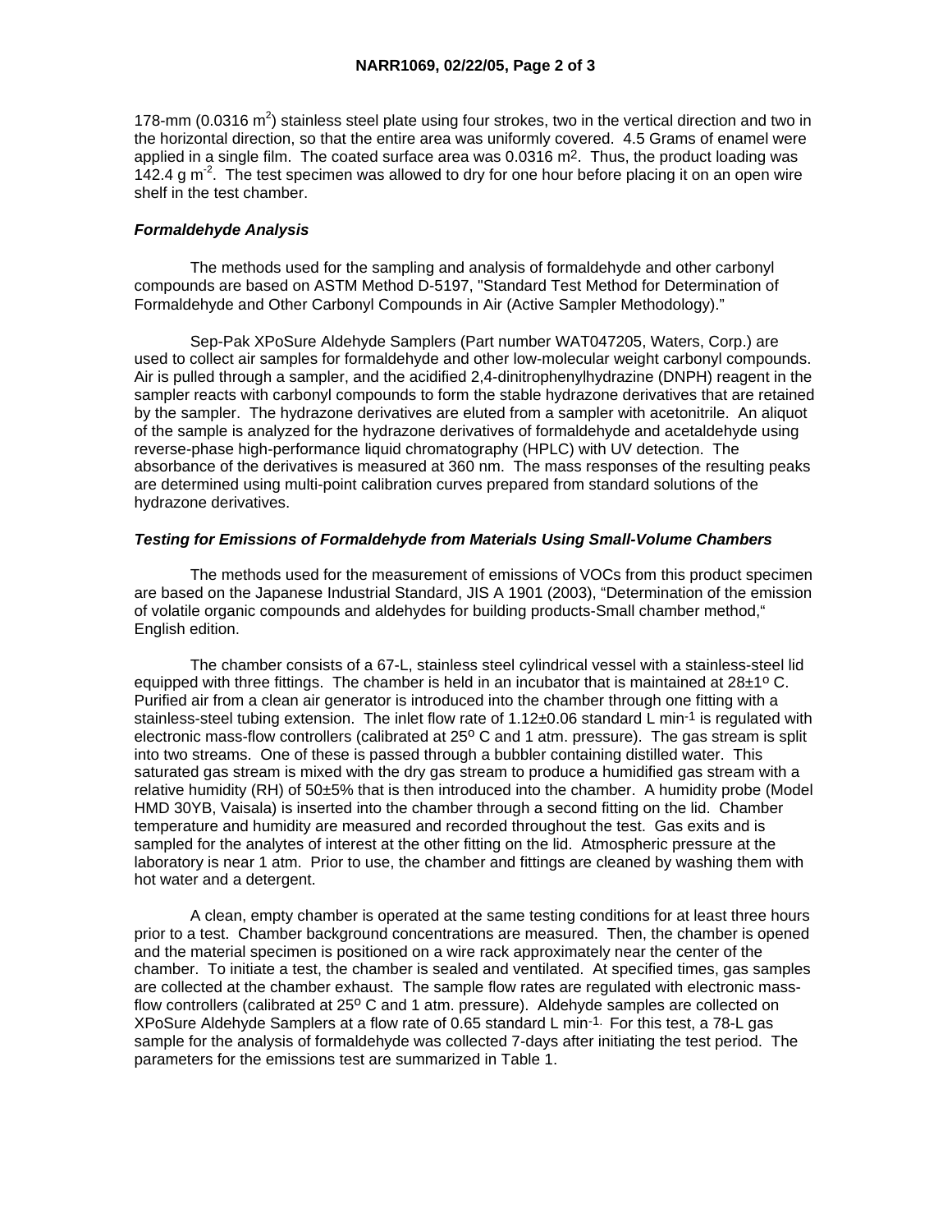178-mm (0.0316 $m^2$) stainless steel plate using four strokes, two in the vertical direction and two in the horizontal direction, so that the entire area was uniformly covered. 4.5 Grams of enamel were applied in a single film. The coated surface area was 0.0316 $m^2$. Thus, the product loading was 142.4 g $m^{-2}$. The test specimen was allowed to dry for one hour before placing it on an open wire shelf in the test chamber.

### *Formaldehyde Analysis*

The methods used for the sampling and analysis of formaldehyde and other carbonyl compounds are based on ASTM Method D-5197, "Standard Test Method for Determination of Formaldehyde and Other Carbonyl Compounds in Air (Active Sampler Methodology)."

Sep-Pak XPoSure Aldehyde Samplers (Part number WAT047205, Waters, Corp.) are used to collect air samples for formaldehyde and other low-molecular weight carbonyl compounds. Air is pulled through a sampler, and the acidified 2,4-dinitrophenylhydrazine (DNPH) reagent in the sampler reacts with carbonyl compounds to form the stable hydrazone derivatives that are retained by the sampler. The hydrazone derivatives are eluted from a sampler with acetonitrile. An aliquot of the sample is analyzed for the hydrazone derivatives of formaldehyde and acetaldehyde using reverse-phase high-performance liquid chromatography (HPLC) with UV detection. The absorbance of the derivatives is measured at 360 nm. The mass responses of the resulting peaks are determined using multi-point calibration curves prepared from standard solutions of the hydrazone derivatives.

### *Testing for Emissions of Formaldehyde from Materials Using Small-Volume Chambers*

The methods used for the measurement of emissions of VOCs from this product specimen are based on the Japanese Industrial Standard, JIS A 1901 (2003), "Determination of the emission of volatile organic compounds and aldehydes for building products-Small chamber method," English edition.

The chamber consists of a 67-L, stainless steel cylindrical vessel with a stainless-steel lid equipped with three fittings. The chamber is held in an incubator that is maintained at 28±1º C. Purified air from a clean air generator is introduced into the chamber through one fitting with a stainless-steel tubing extension. The inlet flow rate of 1.12±0.06 standard L $min^{-1}$ is regulated with electronic mass-flow controllers (calibrated at 25º C and 1 atm. pressure). The gas stream is split into two streams. One of these is passed through a bubbler containing distilled water. This saturated gas stream is mixed with the dry gas stream to produce a humidified gas stream with a relative humidity (RH) of 50±5% that is then introduced into the chamber. A humidity probe (Model HMD 30YB, Vaisala) is inserted into the chamber through a second fitting on the lid. Chamber temperature and humidity are measured and recorded throughout the test. Gas exits and is sampled for the analytes of interest at the other fitting on the lid. Atmospheric pressure at the laboratory is near 1 atm. Prior to use, the chamber and fittings are cleaned by washing them with hot water and a detergent.

A clean, empty chamber is operated at the same testing conditions for at least three hours prior to a test. Chamber background concentrations are measured. Then, the chamber is opened and the material specimen is positioned on a wire rack approximately near the center of the chamber. To initiate a test, the chamber is sealed and ventilated. At specified times, gas samples are collected at the chamber exhaust. The sample flow rates are regulated with electronic mass-flow controllers (calibrated at 25º C and 1 atm. pressure). Aldehyde samples are collected on XPoSure Aldehyde Samplers at a flow rate of 0.65 standard L $min^{-1}$. For this test, a 78-L gas sample for the analysis of formaldehyde was collected 7-days after initiating the test period. The parameters for the emissions test are summarized in Table 1.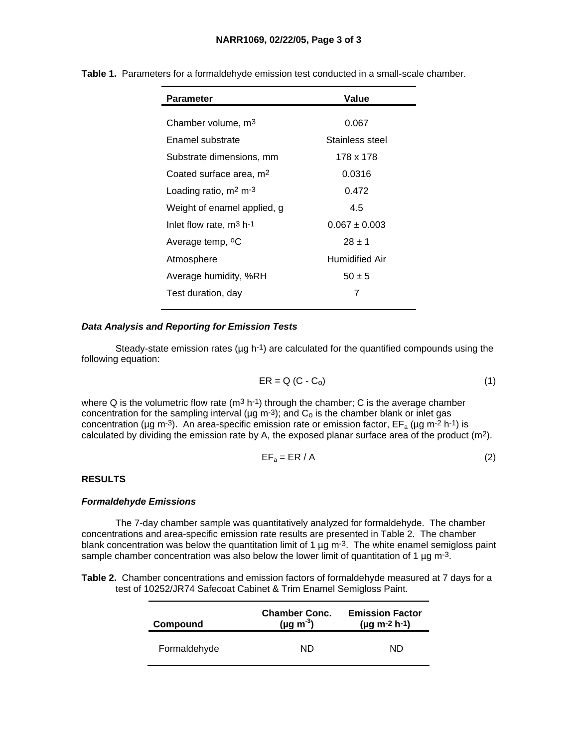**Table 1.** Parameters for a formaldehyde emission test conducted in a small-scale chamber.

| Parameter | Value |
| --- | --- |
| Chamber volume, $m^3$ | 0.067 |
| Enamel substrate | Stainless steel |
| Substrate dimensions, mm | 178 x 178 |
| Coated surface area, $m^2$ | 0.0316 |
| Loading ratio, $m^2$ $m^{-3}$ | 0.472 |
| Weight of enamel applied, g | 4.5 |
| Inlet flow rate, $m^3$ $h^{-1}$ | 0.067 ± 0.003 |
| Average temp, ºC | 28 ± 1 |
| Atmosphere | Humidified Air |
| Average humidity, %RH | 50 ± 5 |
| Test duration, day | 7 |

### *Data Analysis and Reporting for Emission Tests*

Steady-state emission rates (µg $h^{-1}$) are calculated for the quantified compounds using the following equation:

$$ER = Q\,(C - C_o) \tag{1}$$

where Q is the volumetric flow rate ($m^3$ $h^{-1}$) through the chamber; C is the average chamber concentration for the sampling interval (µg $m^{-3}$); and $C_o$ is the chamber blank or inlet gas concentration (µg $m^{-3}$). An area-specific emission rate or emission factor, $EF_a$ (µg $m^{-2}$ $h^{-1}$) is calculated by dividing the emission rate by A, the exposed planar surface area of the product ($m^2$).

$$EF_a = ER / A \tag{2}$$

## RESULTS

### *Formaldehyde Emissions*

The 7-day chamber sample was quantitatively analyzed for formaldehyde. The chamber concentrations and area-specific emission rate results are presented in Table 2. The chamber blank concentration was below the quantitation limit of 1 µg $m^{-3}$. The white enamel semigloss paint sample chamber concentration was also below the lower limit of quantitation of 1 µg $m^{-3}$.

**Table 2.** Chamber concentrations and emission factors of formaldehyde measured at 7 days for a test of 10252/JR74 Safecoat Cabinet & Trim Enamel Semigloss Paint.

| Compound | Chamber Conc. (µg $m^{-3}$) | Emission Factor (µg $m^{-2}$ $h^{-1}$) |
| --- | --- | --- |
| Formaldehyde | ND | ND |